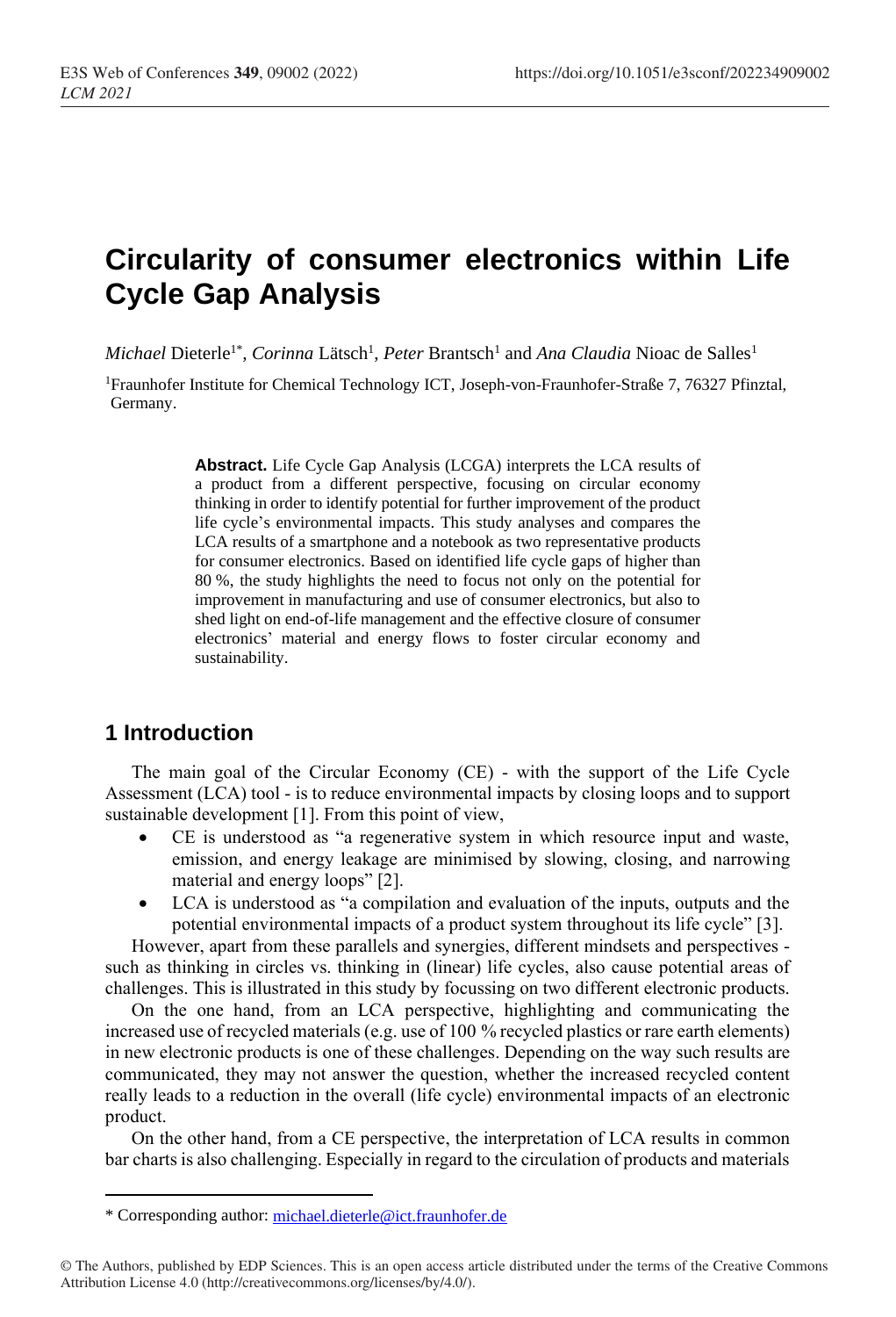# Circularity of consumer electronics within Life Cycle Gap Analysis

*Michael* Dieterle[1*], *Corinna* Lätsch[1], *Peter* Brantsch[1] and *Ana Claudia* Nioac de Salles[1]

[1]Fraunhofer Institute for Chemical Technology ICT, Joseph-von-Fraunhofer-Straße 7, 76327 Pfinztal, Germany.

**Abstract.** Life Cycle Gap Analysis (LCGA) interprets the LCA results of a product from a different perspective, focusing on circular economy thinking in order to identify potential for further improvement of the product life cycle's environmental impacts. This study analyses and compares the LCA results of a smartphone and a notebook as two representative products for consumer electronics. Based on identified life cycle gaps of higher than 80 %, the study highlights the need to focus not only on the potential for improvement in manufacturing and use of consumer electronics, but also to shed light on end-of-life management and the effective closure of consumer electronics' material and energy flows to foster circular economy and sustainability.

## 1 Introduction

The main goal of the Circular Economy (CE) - with the support of the Life Cycle Assessment (LCA) tool - is to reduce environmental impacts by closing loops and to support sustainable development [1]. From this point of view,

- CE is understood as "a regenerative system in which resource input and waste, emission, and energy leakage are minimised by slowing, closing, and narrowing material and energy loops" [2].
- LCA is understood as "a compilation and evaluation of the inputs, outputs and the potential environmental impacts of a product system throughout its life cycle" [3].

However, apart from these parallels and synergies, different mindsets and perspectives - such as thinking in circles vs. thinking in (linear) life cycles, also cause potential areas of challenges. This is illustrated in this study by focussing on two different electronic products.

On the one hand, from an LCA perspective, highlighting and communicating the increased use of recycled materials (e.g. use of 100 % recycled plastics or rare earth elements) in new electronic products is one of these challenges. Depending on the way such results are communicated, they may not answer the question, whether the increased recycled content really leads to a reduction in the overall (life cycle) environmental impacts of an electronic product.

On the other hand, from a CE perspective, the interpretation of LCA results in common bar charts is also challenging. Especially in regard to the circulation of products and materials

\* Corresponding author: michael.dieterle@ict.fraunhofer.de

© The Authors, published by EDP Sciences. This is an open access article distributed under the terms of the Creative Commons Attribution License 4.0 (http://creativecommons.org/licenses/by/4.0/).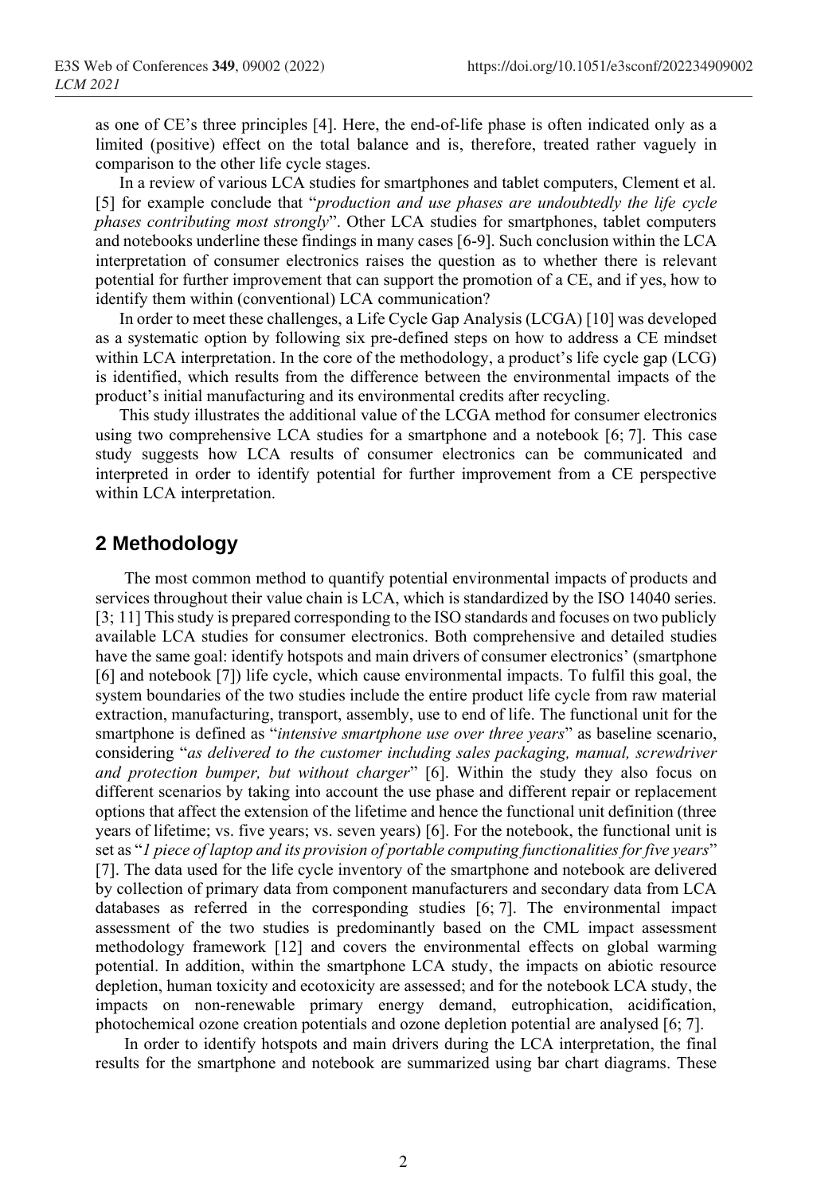as one of CE's three principles [4]. Here, the end-of-life phase is often indicated only as a limited (positive) effect on the total balance and is, therefore, treated rather vaguely in comparison to the other life cycle stages.

In a review of various LCA studies for smartphones and tablet computers, Clement et al. [5] for example conclude that "*production and use phases are undoubtedly the life cycle phases contributing most strongly*". Other LCA studies for smartphones, tablet computers and notebooks underline these findings in many cases [6-9]. Such conclusion within the LCA interpretation of consumer electronics raises the question as to whether there is relevant potential for further improvement that can support the promotion of a CE, and if yes, how to identify them within (conventional) LCA communication?

In order to meet these challenges, a Life Cycle Gap Analysis (LCGA) [10] was developed as a systematic option by following six pre-defined steps on how to address a CE mindset within LCA interpretation. In the core of the methodology, a product's life cycle gap (LCG) is identified, which results from the difference between the environmental impacts of the product's initial manufacturing and its environmental credits after recycling.

This study illustrates the additional value of the LCGA method for consumer electronics using two comprehensive LCA studies for a smartphone and a notebook [6; 7]. This case study suggests how LCA results of consumer electronics can be communicated and interpreted in order to identify potential for further improvement from a CE perspective within LCA interpretation.

## 2 Methodology

The most common method to quantify potential environmental impacts of products and services throughout their value chain is LCA, which is standardized by the ISO 14040 series. [3; 11] This study is prepared corresponding to the ISO standards and focuses on two publicly available LCA studies for consumer electronics. Both comprehensive and detailed studies have the same goal: identify hotspots and main drivers of consumer electronics' (smartphone [6] and notebook [7]) life cycle, which cause environmental impacts. To fulfil this goal, the system boundaries of the two studies include the entire product life cycle from raw material extraction, manufacturing, transport, assembly, use to end of life. The functional unit for the smartphone is defined as "*intensive smartphone use over three years*" as baseline scenario, considering "*as delivered to the customer including sales packaging, manual, screwdriver and protection bumper, but without charger*" [6]. Within the study they also focus on different scenarios by taking into account the use phase and different repair or replacement options that affect the extension of the lifetime and hence the functional unit definition (three years of lifetime; vs. five years; vs. seven years) [6]. For the notebook, the functional unit is set as "*1 piece of laptop and its provision of portable computing functionalities for five years*" [7]. The data used for the life cycle inventory of the smartphone and notebook are delivered by collection of primary data from component manufacturers and secondary data from LCA databases as referred in the corresponding studies [6; 7]. The environmental impact assessment of the two studies is predominantly based on the CML impact assessment methodology framework [12] and covers the environmental effects on global warming potential. In addition, within the smartphone LCA study, the impacts on abiotic resource depletion, human toxicity and ecotoxicity are assessed; and for the notebook LCA study, the impacts on non-renewable primary energy demand, eutrophication, acidification, photochemical ozone creation potentials and ozone depletion potential are analysed [6; 7].

In order to identify hotspots and main drivers during the LCA interpretation, the final results for the smartphone and notebook are summarized using bar chart diagrams. These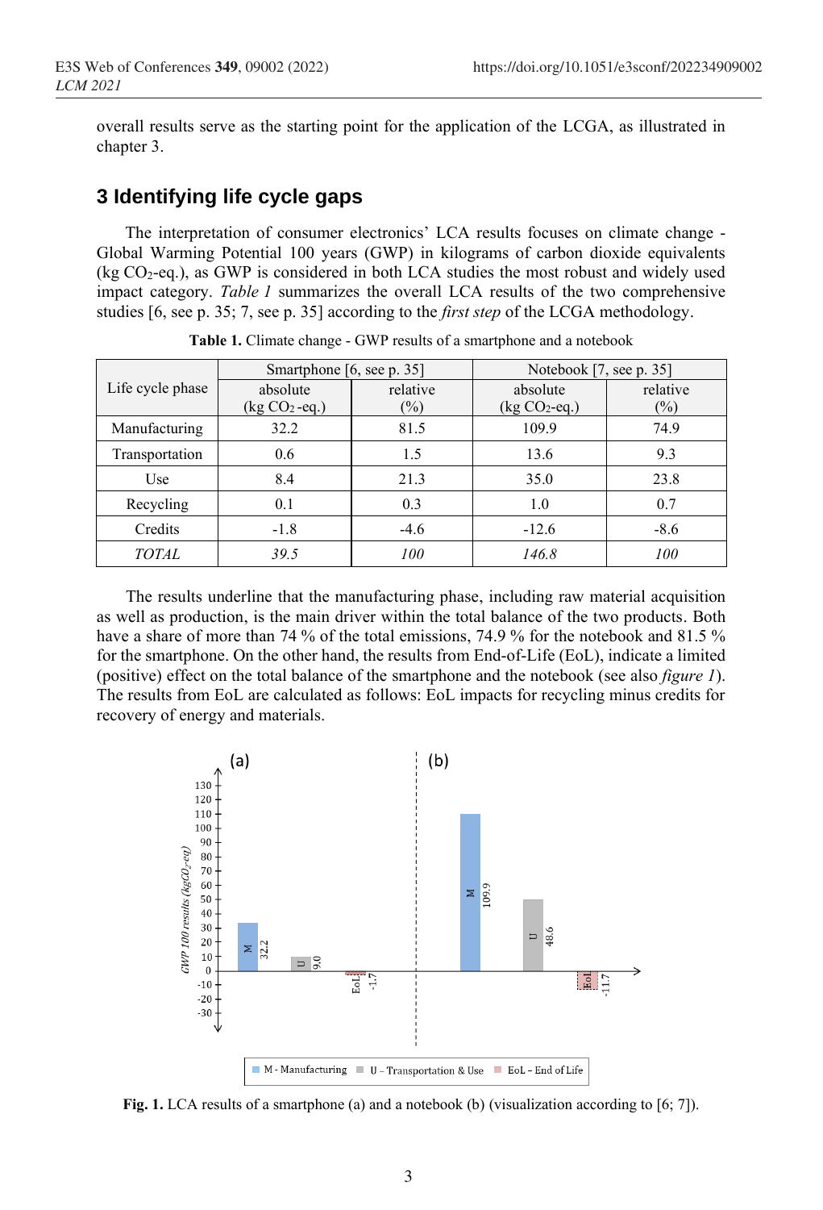overall results serve as the starting point for the application of the LCGA, as illustrated in chapter 3.

## 3 Identifying life cycle gaps

The interpretation of consumer electronics' LCA results focuses on climate change - Global Warming Potential 100 years (GWP) in kilograms of carbon dioxide equivalents (kg $CO_2$-eq.), as GWP is considered in both LCA studies the most robust and widely used impact category. *Table 1* summarizes the overall LCA results of the two comprehensive studies [6, see p. 35; 7, see p. 35] according to the *first step* of the LCGA methodology.

**Table 1.** Climate change - GWP results of a smartphone and a notebook

| Life cycle phase | Smartphone [6, see p. 35] | | Notebook [7, see p. 35] | |
|---|---|---|---|---|
| | absolute (kg $CO_2$-eq.) | relative (%) | absolute (kg $CO_2$-eq.) | relative (%) |
| Manufacturing | 32.2 | 81.5 | 109.9 | 74.9 |
| Transportation | 0.6 | 1.5 | 13.6 | 9.3 |
| Use | 8.4 | 21.3 | 35.0 | 23.8 |
| Recycling | 0.1 | 0.3 | 1.0 | 0.7 |
| Credits | -1.8 | -4.6 | -12.6 | -8.6 |
| *TOTAL* | *39.5* | *100* | *146.8* | *100* |

The results underline that the manufacturing phase, including raw material acquisition as well as production, is the main driver within the total balance of the two products. Both have a share of more than 74 % of the total emissions, 74.9 % for the notebook and 81.5 % for the smartphone. On the other hand, the results from End-of-Life (EoL), indicate a limited (positive) effect on the total balance of the smartphone and the notebook (see also *figure 1*). The results from EoL are calculated as follows: EoL impacts for recycling minus credits for recovery of energy and materials.

**Fig. 1.** LCA results of a smartphone (a) and a notebook (b) (visualization according to [6; 7]).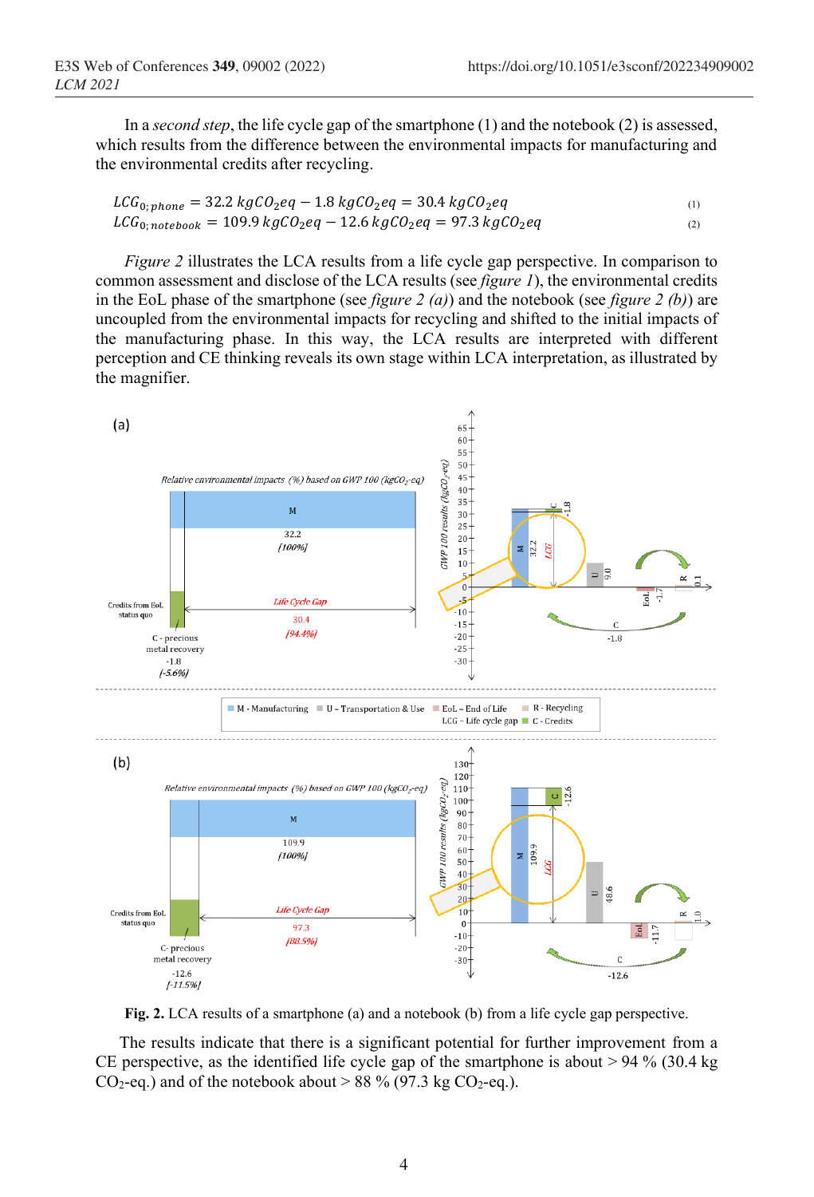In a *second step*, the life cycle gap of the smartphone (1) and the notebook (2) is assessed, which results from the difference between the environmental impacts for manufacturing and the environmental credits after recycling.

$$LCG_{0;\,phone} = 32.2\ kgCO_2eq - 1.8\ kgCO_2eq = 30.4\ kgCO_2eq \tag{1}$$

$$LCG_{0;\,notebook} = 109.9\ kgCO_2eq - 12.6\ kgCO_2eq = 97.3\ kgCO_2eq \tag{2}$$

*Figure 2* illustrates the LCA results from a life cycle gap perspective. In comparison to common assessment and disclose of the LCA results (see *figure 1*), the environmental credits in the EoL phase of the smartphone (see *figure 2 (a)*) and the notebook (see *figure 2 (b)*) are uncoupled from the environmental impacts for recycling and shifted to the initial impacts of the manufacturing phase. In this way, the LCA results are interpreted with different perception and CE thinking reveals its own stage within LCA interpretation, as illustrated by the magnifier.

**Fig. 2.** LCA results of a smartphone (a) and a notebook (b) from a life cycle gap perspective.

The results indicate that there is a significant potential for further improvement from a CE perspective, as the identified life cycle gap of the smartphone is about > 94 % (30.4 kg $CO_2$-eq.) and of the notebook about > 88 % (97.3 kg $CO_2$-eq.).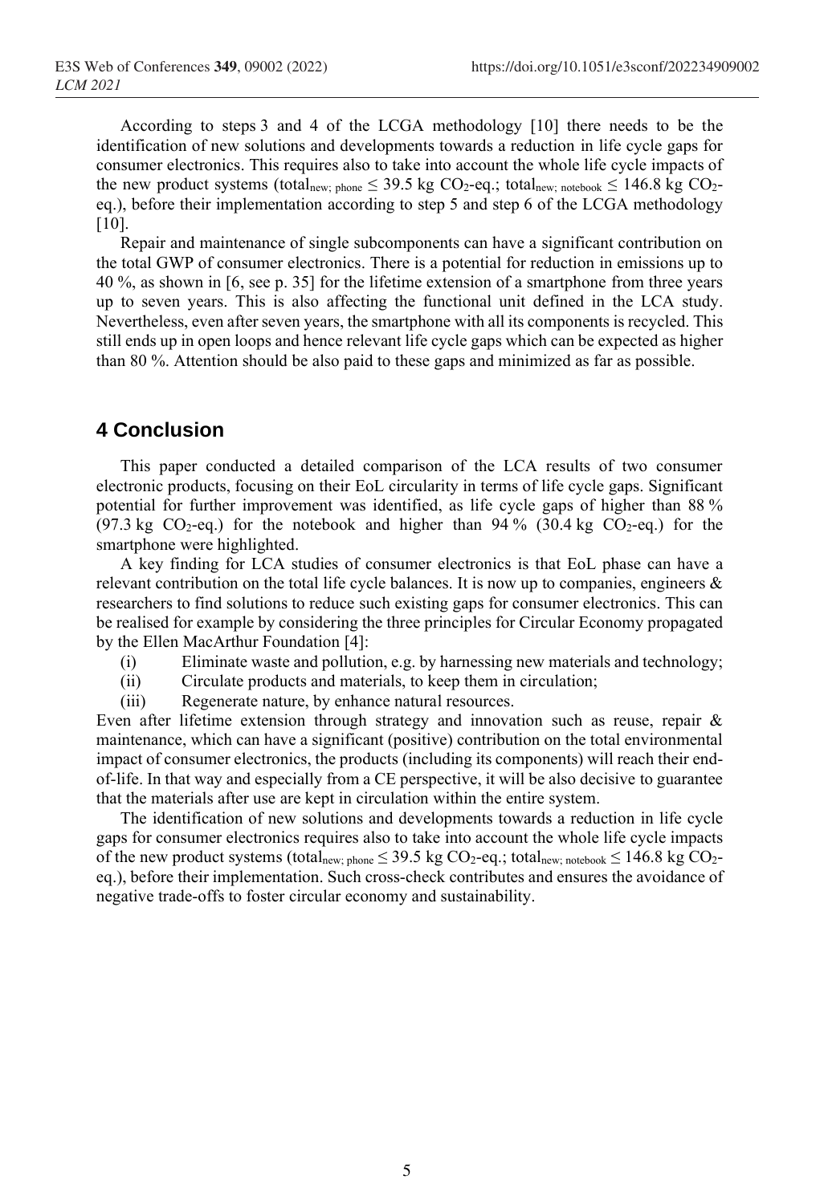According to steps 3 and 4 of the LCGA methodology [10] there needs to be the identification of new solutions and developments towards a reduction in life cycle gaps for consumer electronics. This requires also to take into account the whole life cycle impacts of the new product systems ($total_{new;\ phone} \leq 39.5$ kg $CO_2$-eq.; $total_{new;\ notebook} \leq 146.8$ kg $CO_2$-eq.), before their implementation according to step 5 and step 6 of the LCGA methodology [10].

Repair and maintenance of single subcomponents can have a significant contribution on the total GWP of consumer electronics. There is a potential for reduction in emissions up to 40 %, as shown in [6, see p. 35] for the lifetime extension of a smartphone from three years up to seven years. This is also affecting the functional unit defined in the LCA study. Nevertheless, even after seven years, the smartphone with all its components is recycled. This still ends up in open loops and hence relevant life cycle gaps which can be expected as higher than 80 %. Attention should be also paid to these gaps and minimized as far as possible.

## 4 Conclusion

This paper conducted a detailed comparison of the LCA results of two consumer electronic products, focusing on their EoL circularity in terms of life cycle gaps. Significant potential for further improvement was identified, as life cycle gaps of higher than 88 % (97.3 kg $CO_2$-eq.) for the notebook and higher than 94 % (30.4 kg $CO_2$-eq.) for the smartphone were highlighted.

A key finding for LCA studies of consumer electronics is that EoL phase can have a relevant contribution on the total life cycle balances. It is now up to companies, engineers & researchers to find solutions to reduce such existing gaps for consumer electronics. This can be realised for example by considering the three principles for Circular Economy propagated by the Ellen MacArthur Foundation [4]:

(i) Eliminate waste and pollution, e.g. by harnessing new materials and technology;
(ii) Circulate products and materials, to keep them in circulation;
(iii) Regenerate nature, by enhance natural resources.

Even after lifetime extension through strategy and innovation such as reuse, repair & maintenance, which can have a significant (positive) contribution on the total environmental impact of consumer electronics, the products (including its components) will reach their end-of-life. In that way and especially from a CE perspective, it will be also decisive to guarantee that the materials after use are kept in circulation within the entire system.

The identification of new solutions and developments towards a reduction in life cycle gaps for consumer electronics requires also to take into account the whole life cycle impacts of the new product systems ($total_{new;\ phone} \leq 39.5$ kg $CO_2$-eq.; $total_{new;\ notebook} \leq 146.8$ kg $CO_2$-eq.), before their implementation. Such cross-check contributes and ensures the avoidance of negative trade-offs to foster circular economy and sustainability.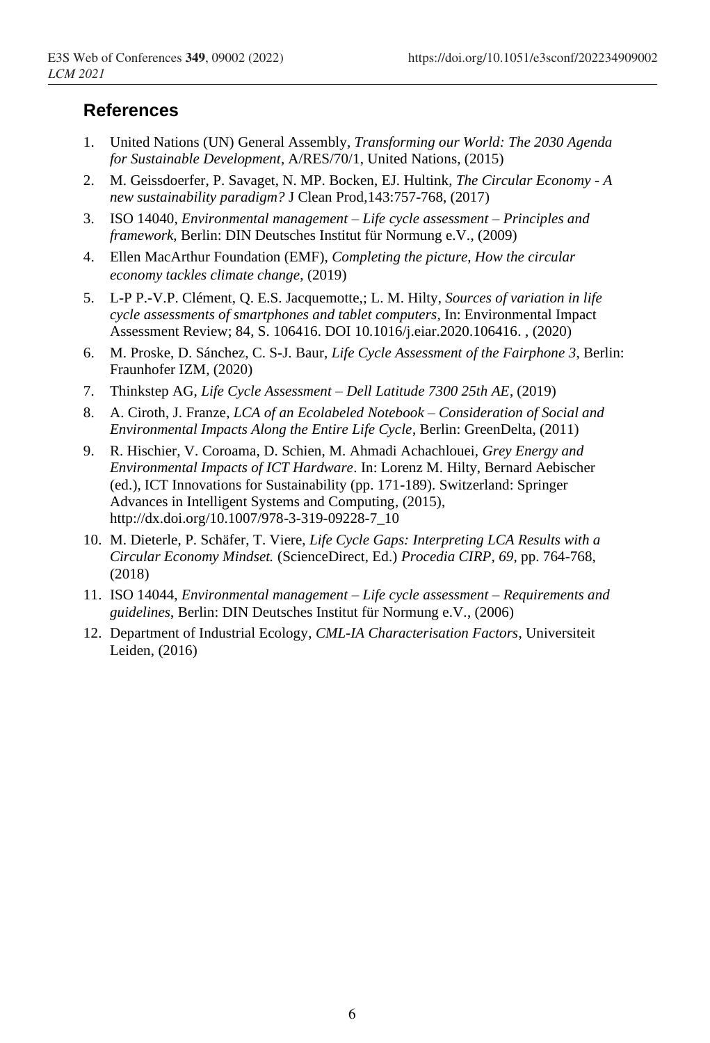## References

1. United Nations (UN) General Assembly, *Transforming our World: The 2030 Agenda for Sustainable Development*, A/RES/70/1, United Nations, (2015)
2. M. Geissdoerfer, P. Savaget, N. MP. Bocken, EJ. Hultink, *The Circular Economy - A new sustainability paradigm?* J Clean Prod,143:757-768, (2017)
3. ISO 14040, *Environmental management – Life cycle assessment – Principles and framework*, Berlin: DIN Deutsches Institut für Normung e.V., (2009)
4. Ellen MacArthur Foundation (EMF), *Completing the picture, How the circular economy tackles climate change*, (2019)
5. L-P P.-V.P. Clément, Q. E.S. Jacquemotte,; L. M. Hilty, *Sources of variation in life cycle assessments of smartphones and tablet computers*, In: Environmental Impact Assessment Review; 84, S. 106416. DOI 10.1016/j.eiar.2020.106416. , (2020)
6. M. Proske, D. Sánchez, C. S-J. Baur, *Life Cycle Assessment of the Fairphone 3*, Berlin: Fraunhofer IZM, (2020)
7. Thinkstep AG, *Life Cycle Assessment – Dell Latitude 7300 25th AE*, (2019)
8. A. Ciroth, J. Franze, *LCA of an Ecolabeled Notebook – Consideration of Social and Environmental Impacts Along the Entire Life Cycle*, Berlin: GreenDelta, (2011)
9. R. Hischier, V. Coroama, D. Schien, M. Ahmadi Achachlouei, *Grey Energy and Environmental Impacts of ICT Hardware*. In: Lorenz M. Hilty, Bernard Aebischer (ed.), ICT Innovations for Sustainability (pp. 171-189). Switzerland: Springer Advances in Intelligent Systems and Computing, (2015), http://dx.doi.org/10.1007/978-3-319-09228-7_10
10. M. Dieterle, P. Schäfer, T. Viere, *Life Cycle Gaps: Interpreting LCA Results with a Circular Economy Mindset.* (ScienceDirect, Ed.) *Procedia CIRP, 69*, pp. 764-768, (2018)
11. ISO 14044, *Environmental management – Life cycle assessment – Requirements and guidelines*, Berlin: DIN Deutsches Institut für Normung e.V., (2006)
12. Department of Industrial Ecology, *CML-IA Characterisation Factors*, Universiteit Leiden, (2016)